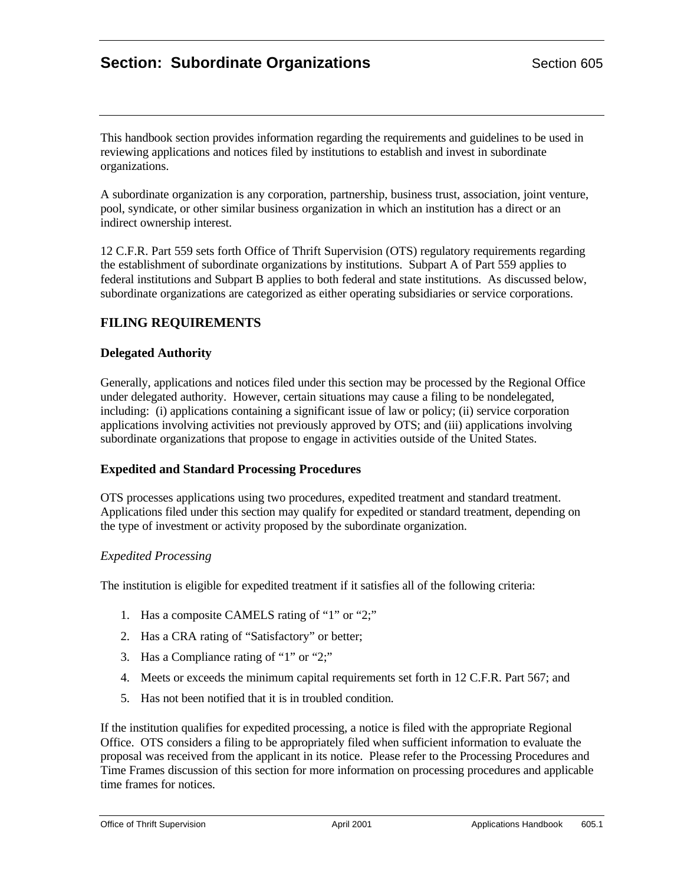# Section: Subordinate Organizations

Section 605

This handbook section provides information regarding the requirements and guidelines to be used in reviewing applications and notices filed by institutions to establish and invest in subordinate organizations.

A subordinate organization is any corporation, partnership, business trust, association, joint venture, pool, syndicate, or other similar business organization in which an institution has a direct or an indirect ownership interest.

12 C.F.R. Part 559 sets forth Office of Thrift Supervision (OTS) regulatory requirements regarding the establishment of subordinate organizations by institutions. Subpart A of Part 559 applies to federal institutions and Subpart B applies to both federal and state institutions. As discussed below, subordinate organizations are categorized as either operating subsidiaries or service corporations.

## FILING REQUIREMENTS

### Delegated Authority

Generally, applications and notices filed under this section may be processed by the Regional Office under delegated authority. However, certain situations may cause a filing to be nondelegated, including: (i) applications containing a significant issue of law or policy; (ii) service corporation applications involving activities not previously approved by OTS; and (iii) applications involving subordinate organizations that propose to engage in activities outside of the United States.

### Expedited and Standard Processing Procedures

OTS processes applications using two procedures, expedited treatment and standard treatment. Applications filed under this section may qualify for expedited or standard treatment, depending on the type of investment or activity proposed by the subordinate organization.

*Expedited Processing*

The institution is eligible for expedited treatment if it satisfies all of the following criteria:

1. Has a composite CAMELS rating of "1" or "2;"
2. Has a CRA rating of "Satisfactory" or better;
3. Has a Compliance rating of "1" or "2;"
4. Meets or exceeds the minimum capital requirements set forth in 12 C.F.R. Part 567; and
5. Has not been notified that it is in troubled condition.

If the institution qualifies for expedited processing, a notice is filed with the appropriate Regional Office. OTS considers a filing to be appropriately filed when sufficient information to evaluate the proposal was received from the applicant in its notice. Please refer to the Processing Procedures and Time Frames discussion of this section for more information on processing procedures and applicable time frames for notices.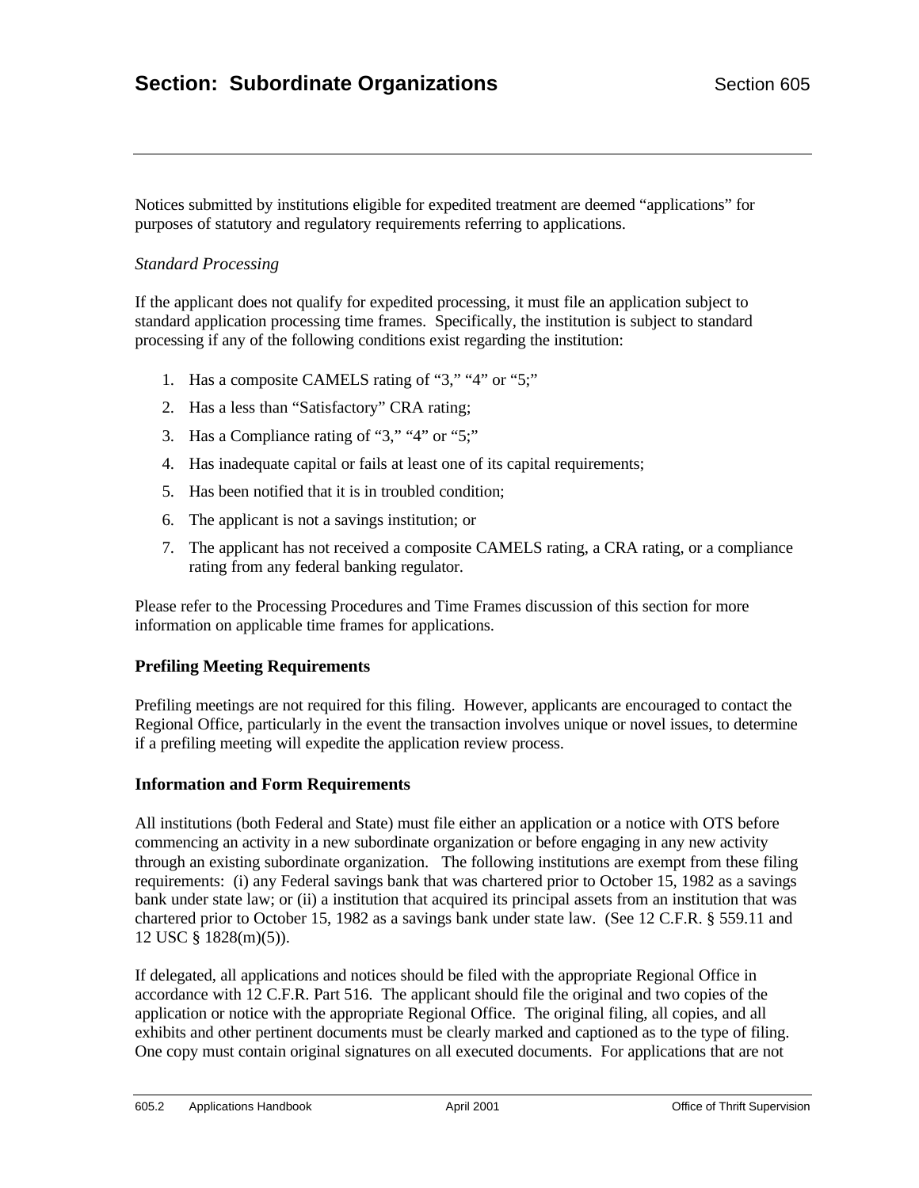Notices submitted by institutions eligible for expedited treatment are deemed "applications" for purposes of statutory and regulatory requirements referring to applications.

*Standard Processing*

If the applicant does not qualify for expedited processing, it must file an application subject to standard application processing time frames. Specifically, the institution is subject to standard processing if any of the following conditions exist regarding the institution:

1. Has a composite CAMELS rating of "3," "4" or "5;"
2. Has a less than "Satisfactory" CRA rating;
3. Has a Compliance rating of "3," "4" or "5;"
4. Has inadequate capital or fails at least one of its capital requirements;
5. Has been notified that it is in troubled condition;
6. The applicant is not a savings institution; or
7. The applicant has not received a composite CAMELS rating, a CRA rating, or a compliance rating from any federal banking regulator.

Please refer to the Processing Procedures and Time Frames discussion of this section for more information on applicable time frames for applications.

### Prefiling Meeting Requirements

Prefiling meetings are not required for this filing. However, applicants are encouraged to contact the Regional Office, particularly in the event the transaction involves unique or novel issues, to determine if a prefiling meeting will expedite the application review process.

### Information and Form Requirements

All institutions (both Federal and State) must file either an application or a notice with OTS before commencing an activity in a new subordinate organization or before engaging in any new activity through an existing subordinate organization. The following institutions are exempt from these filing requirements: (i) any Federal savings bank that was chartered prior to October 15, 1982 as a savings bank under state law; or (ii) a institution that acquired its principal assets from an institution that was chartered prior to October 15, 1982 as a savings bank under state law. (See 12 C.F.R. § 559.11 and 12 USC § 1828(m)(5)).

If delegated, all applications and notices should be filed with the appropriate Regional Office in accordance with 12 C.F.R. Part 516. The applicant should file the original and two copies of the application or notice with the appropriate Regional Office. The original filing, all copies, and all exhibits and other pertinent documents must be clearly marked and captioned as to the type of filing. One copy must contain original signatures on all executed documents. For applications that are not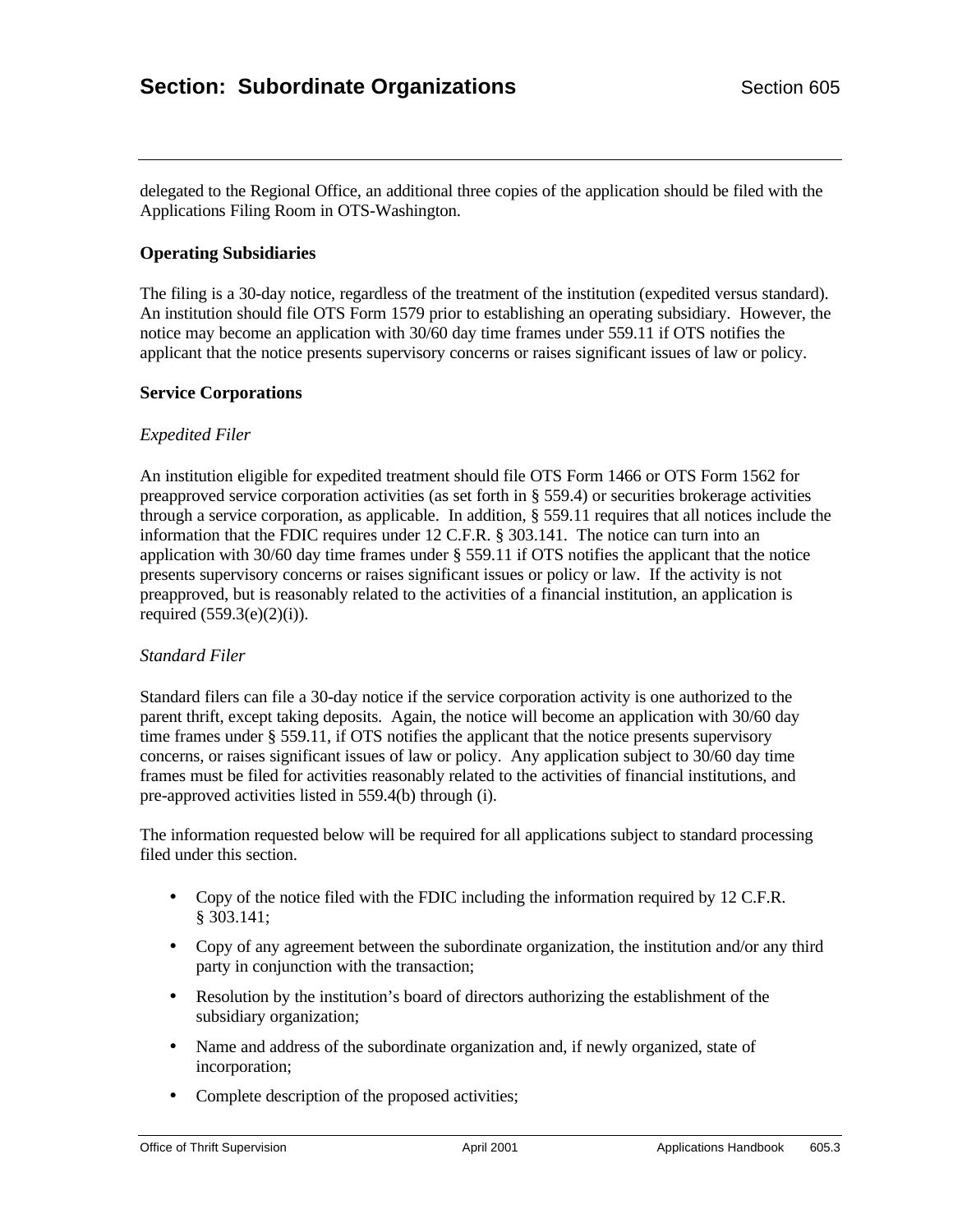delegated to the Regional Office, an additional three copies of the application should be filed with the Applications Filing Room in OTS-Washington.

**Operating Subsidiaries**

The filing is a 30-day notice, regardless of the treatment of the institution (expedited versus standard). An institution should file OTS Form 1579 prior to establishing an operating subsidiary. However, the notice may become an application with 30/60 day time frames under 559.11 if OTS notifies the applicant that the notice presents supervisory concerns or raises significant issues of law or policy.

**Service Corporations**

*Expedited Filer*

An institution eligible for expedited treatment should file OTS Form 1466 or OTS Form 1562 for preapproved service corporation activities (as set forth in § 559.4) or securities brokerage activities through a service corporation, as applicable. In addition, § 559.11 requires that all notices include the information that the FDIC requires under 12 C.F.R. § 303.141. The notice can turn into an application with 30/60 day time frames under § 559.11 if OTS notifies the applicant that the notice presents supervisory concerns or raises significant issues or policy or law. If the activity is not preapproved, but is reasonably related to the activities of a financial institution, an application is required (559.3(e)(2)(i)).

*Standard Filer*

Standard filers can file a 30-day notice if the service corporation activity is one authorized to the parent thrift, except taking deposits. Again, the notice will become an application with 30/60 day time frames under § 559.11, if OTS notifies the applicant that the notice presents supervisory concerns, or raises significant issues of law or policy. Any application subject to 30/60 day time frames must be filed for activities reasonably related to the activities of financial institutions, and pre-approved activities listed in 559.4(b) through (i).

The information requested below will be required for all applications subject to standard processing filed under this section.

- Copy of the notice filed with the FDIC including the information required by 12 C.F.R. § 303.141;
- Copy of any agreement between the subordinate organization, the institution and/or any third party in conjunction with the transaction;
- Resolution by the institution's board of directors authorizing the establishment of the subsidiary organization;
- Name and address of the subordinate organization and, if newly organized, state of incorporation;
- Complete description of the proposed activities;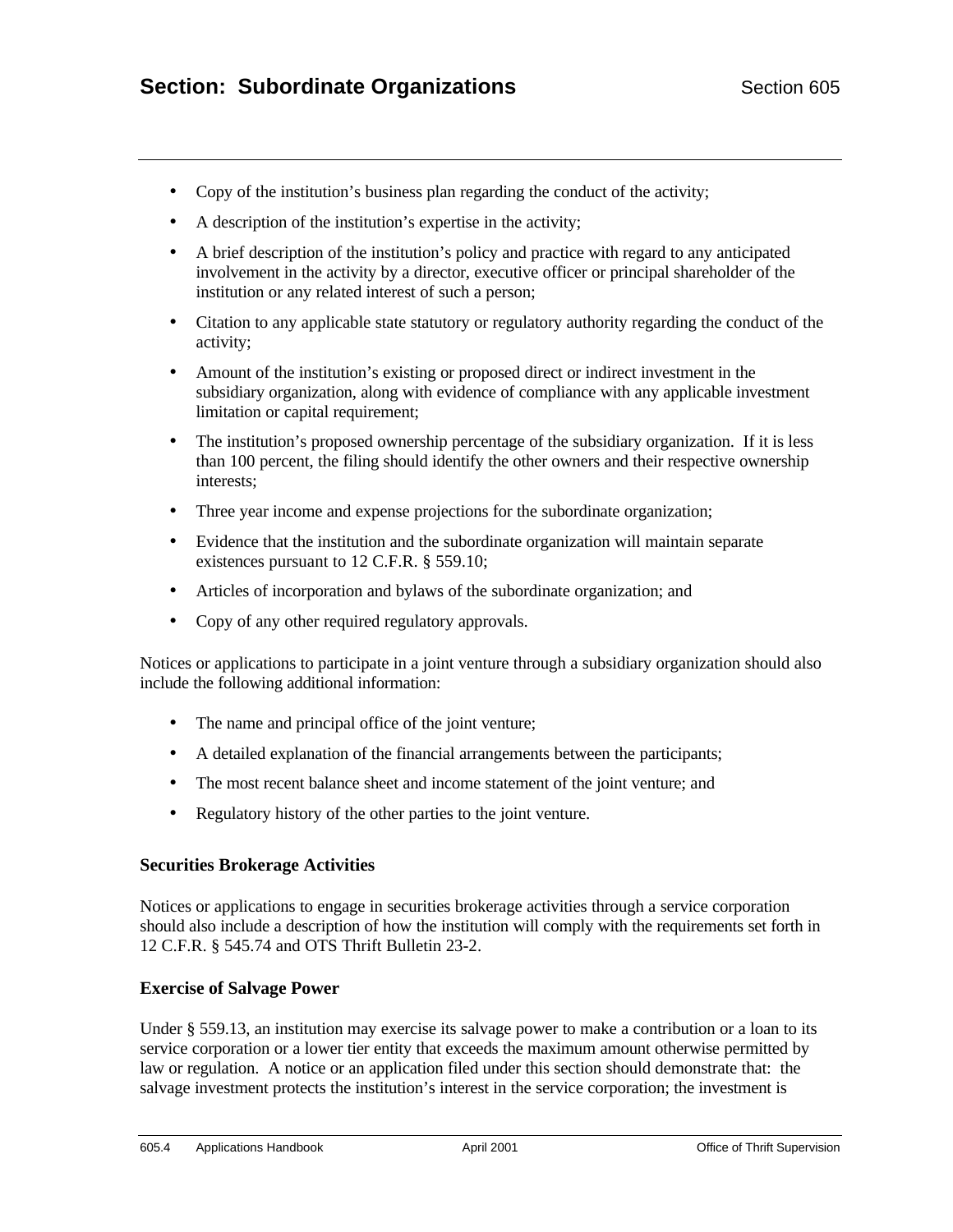- Copy of the institution's business plan regarding the conduct of the activity;
- A description of the institution's expertise in the activity;
- A brief description of the institution's policy and practice with regard to any anticipated involvement in the activity by a director, executive officer or principal shareholder of the institution or any related interest of such a person;
- Citation to any applicable state statutory or regulatory authority regarding the conduct of the activity;
- Amount of the institution's existing or proposed direct or indirect investment in the subsidiary organization, along with evidence of compliance with any applicable investment limitation or capital requirement;
- The institution's proposed ownership percentage of the subsidiary organization. If it is less than 100 percent, the filing should identify the other owners and their respective ownership interests;
- Three year income and expense projections for the subordinate organization;
- Evidence that the institution and the subordinate organization will maintain separate existences pursuant to 12 C.F.R. § 559.10;
- Articles of incorporation and bylaws of the subordinate organization; and
- Copy of any other required regulatory approvals.

Notices or applications to participate in a joint venture through a subsidiary organization should also include the following additional information:

- The name and principal office of the joint venture;
- A detailed explanation of the financial arrangements between the participants;
- The most recent balance sheet and income statement of the joint venture; and
- Regulatory history of the other parties to the joint venture.

**Securities Brokerage Activities**

Notices or applications to engage in securities brokerage activities through a service corporation should also include a description of how the institution will comply with the requirements set forth in 12 C.F.R. § 545.74 and OTS Thrift Bulletin 23-2.

**Exercise of Salvage Power**

Under § 559.13, an institution may exercise its salvage power to make a contribution or a loan to its service corporation or a lower tier entity that exceeds the maximum amount otherwise permitted by law or regulation. A notice or an application filed under this section should demonstrate that: the salvage investment protects the institution's interest in the service corporation; the investment is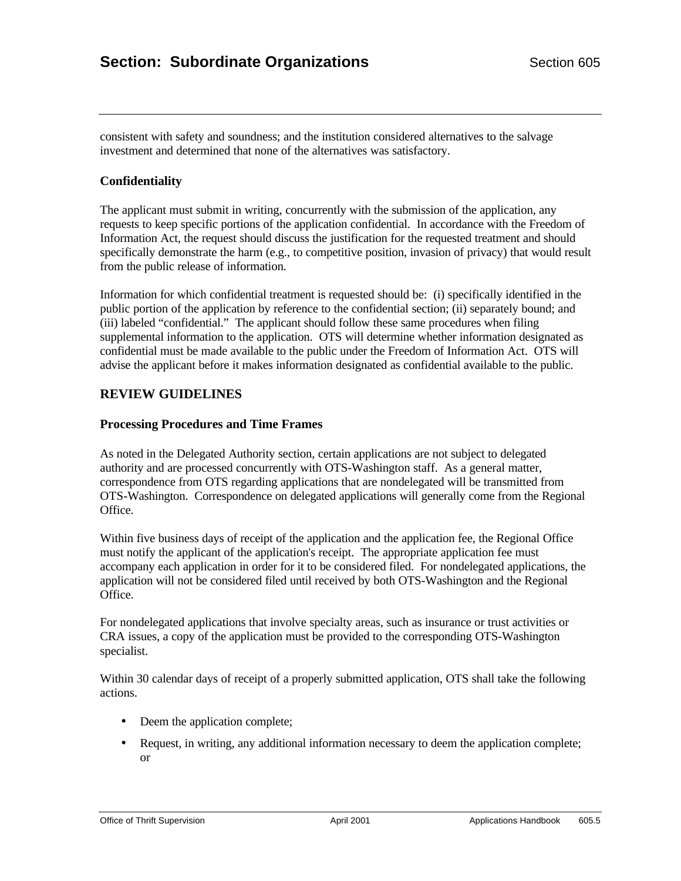consistent with safety and soundness; and the institution considered alternatives to the salvage investment and determined that none of the alternatives was satisfactory.

### Confidentiality

The applicant must submit in writing, concurrently with the submission of the application, any requests to keep specific portions of the application confidential. In accordance with the Freedom of Information Act, the request should discuss the justification for the requested treatment and should specifically demonstrate the harm (e.g., to competitive position, invasion of privacy) that would result from the public release of information.

Information for which confidential treatment is requested should be: (i) specifically identified in the public portion of the application by reference to the confidential section; (ii) separately bound; and (iii) labeled "confidential." The applicant should follow these same procedures when filing supplemental information to the application. OTS will determine whether information designated as confidential must be made available to the public under the Freedom of Information Act. OTS will advise the applicant before it makes information designated as confidential available to the public.

## REVIEW GUIDELINES

### Processing Procedures and Time Frames

As noted in the Delegated Authority section, certain applications are not subject to delegated authority and are processed concurrently with OTS-Washington staff. As a general matter, correspondence from OTS regarding applications that are nondelegated will be transmitted from OTS-Washington. Correspondence on delegated applications will generally come from the Regional Office.

Within five business days of receipt of the application and the application fee, the Regional Office must notify the applicant of the application's receipt. The appropriate application fee must accompany each application in order for it to be considered filed. For nondelegated applications, the application will not be considered filed until received by both OTS-Washington and the Regional Office.

For nondelegated applications that involve specialty areas, such as insurance or trust activities or CRA issues, a copy of the application must be provided to the corresponding OTS-Washington specialist.

Within 30 calendar days of receipt of a properly submitted application, OTS shall take the following actions.

- Deem the application complete;
- Request, in writing, any additional information necessary to deem the application complete; or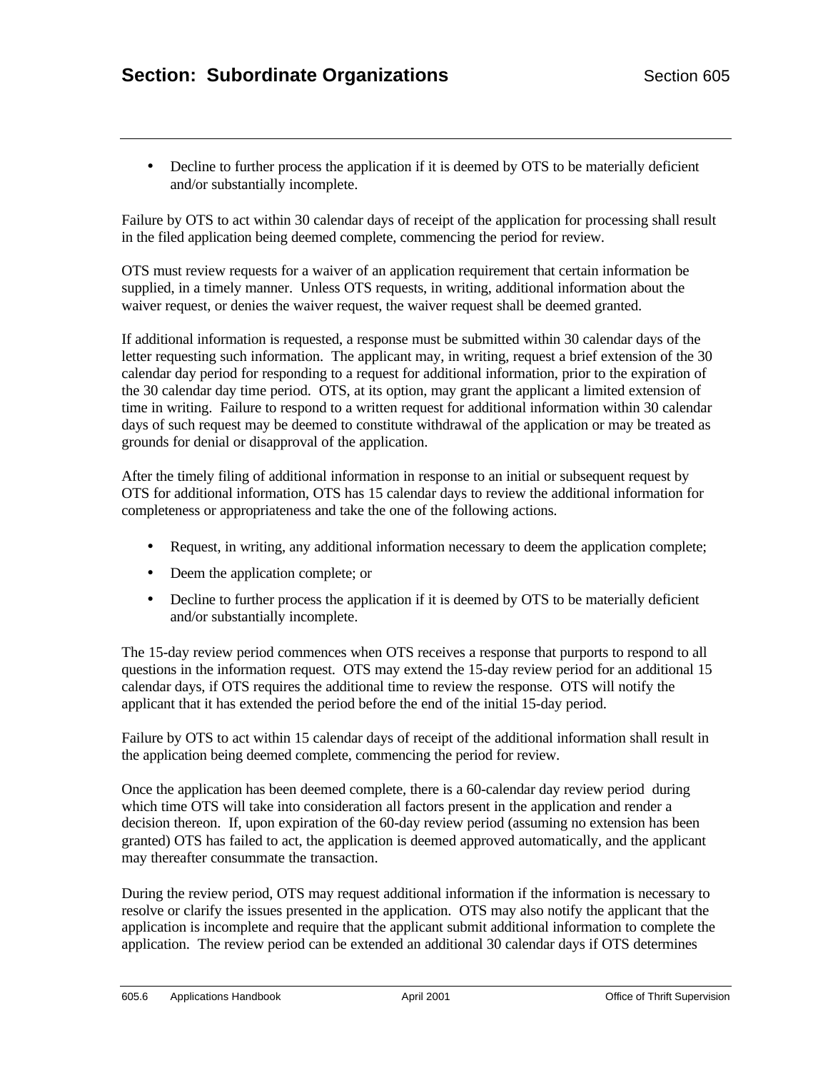- Decline to further process the application if it is deemed by OTS to be materially deficient and/or substantially incomplete.

Failure by OTS to act within 30 calendar days of receipt of the application for processing shall result in the filed application being deemed complete, commencing the period for review.

OTS must review requests for a waiver of an application requirement that certain information be supplied, in a timely manner. Unless OTS requests, in writing, additional information about the waiver request, or denies the waiver request, the waiver request shall be deemed granted.

If additional information is requested, a response must be submitted within 30 calendar days of the letter requesting such information. The applicant may, in writing, request a brief extension of the 30 calendar day period for responding to a request for additional information, prior to the expiration of the 30 calendar day time period. OTS, at its option, may grant the applicant a limited extension of time in writing. Failure to respond to a written request for additional information within 30 calendar days of such request may be deemed to constitute withdrawal of the application or may be treated as grounds for denial or disapproval of the application.

After the timely filing of additional information in response to an initial or subsequent request by OTS for additional information, OTS has 15 calendar days to review the additional information for completeness or appropriateness and take the one of the following actions.

- Request, in writing, any additional information necessary to deem the application complete;
- Deem the application complete; or
- Decline to further process the application if it is deemed by OTS to be materially deficient and/or substantially incomplete.

The 15-day review period commences when OTS receives a response that purports to respond to all questions in the information request. OTS may extend the 15-day review period for an additional 15 calendar days, if OTS requires the additional time to review the response. OTS will notify the applicant that it has extended the period before the end of the initial 15-day period.

Failure by OTS to act within 15 calendar days of receipt of the additional information shall result in the application being deemed complete, commencing the period for review.

Once the application has been deemed complete, there is a 60-calendar day review period during which time OTS will take into consideration all factors present in the application and render a decision thereon. If, upon expiration of the 60-day review period (assuming no extension has been granted) OTS has failed to act, the application is deemed approved automatically, and the applicant may thereafter consummate the transaction.

During the review period, OTS may request additional information if the information is necessary to resolve or clarify the issues presented in the application. OTS may also notify the applicant that the application is incomplete and require that the applicant submit additional information to complete the application. The review period can be extended an additional 30 calendar days if OTS determines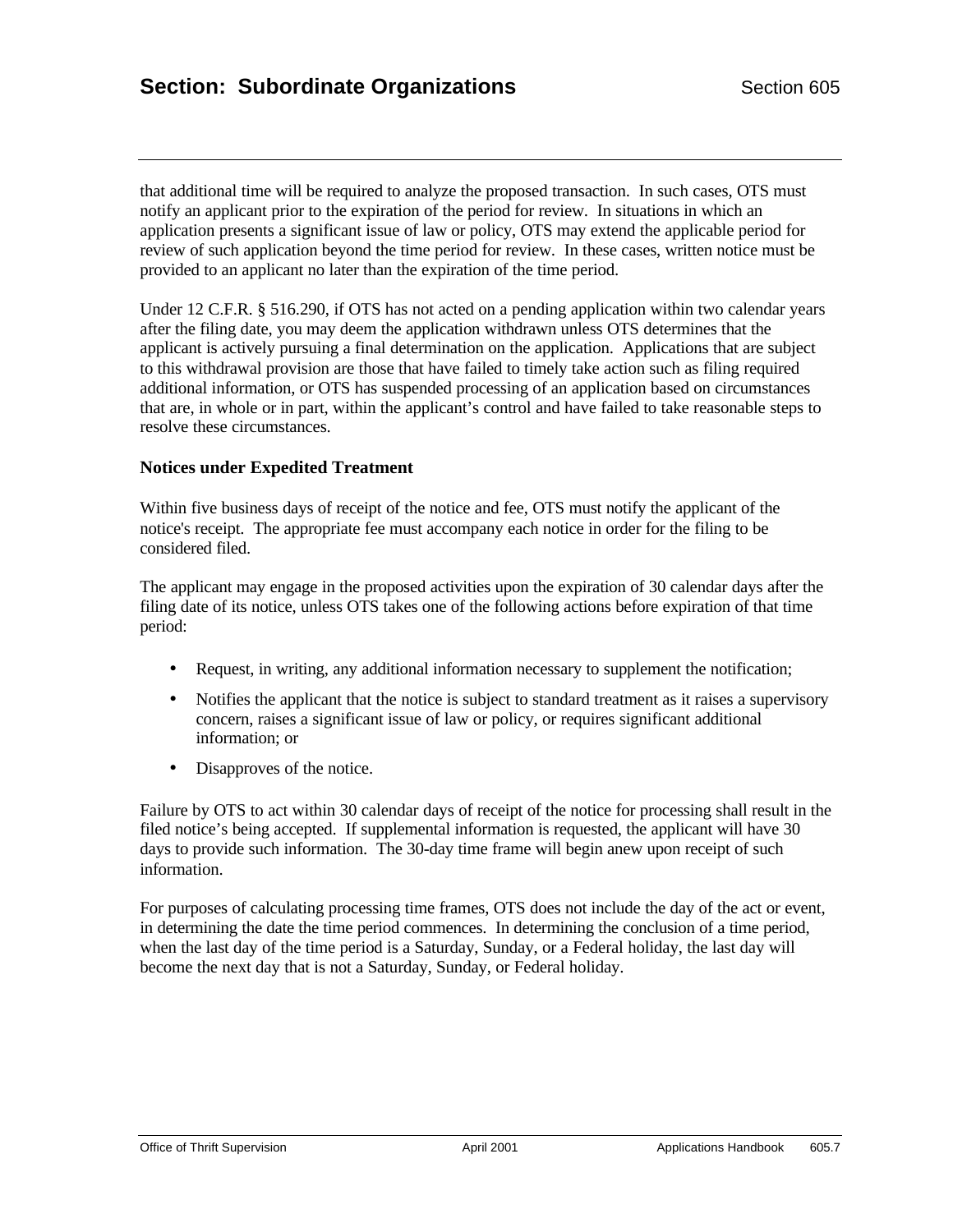that additional time will be required to analyze the proposed transaction. In such cases, OTS must notify an applicant prior to the expiration of the period for review. In situations in which an application presents a significant issue of law or policy, OTS may extend the applicable period for review of such application beyond the time period for review. In these cases, written notice must be provided to an applicant no later than the expiration of the time period.

Under 12 C.F.R. § 516.290, if OTS has not acted on a pending application within two calendar years after the filing date, you may deem the application withdrawn unless OTS determines that the applicant is actively pursuing a final determination on the application. Applications that are subject to this withdrawal provision are those that have failed to timely take action such as filing required additional information, or OTS has suspended processing of an application based on circumstances that are, in whole or in part, within the applicant's control and have failed to take reasonable steps to resolve these circumstances.

### Notices under Expedited Treatment

Within five business days of receipt of the notice and fee, OTS must notify the applicant of the notice's receipt. The appropriate fee must accompany each notice in order for the filing to be considered filed.

The applicant may engage in the proposed activities upon the expiration of 30 calendar days after the filing date of its notice, unless OTS takes one of the following actions before expiration of that time period:

- Request, in writing, any additional information necessary to supplement the notification;
- Notifies the applicant that the notice is subject to standard treatment as it raises a supervisory concern, raises a significant issue of law or policy, or requires significant additional information; or
- Disapproves of the notice.

Failure by OTS to act within 30 calendar days of receipt of the notice for processing shall result in the filed notice's being accepted. If supplemental information is requested, the applicant will have 30 days to provide such information. The 30-day time frame will begin anew upon receipt of such information.

For purposes of calculating processing time frames, OTS does not include the day of the act or event, in determining the date the time period commences. In determining the conclusion of a time period, when the last day of the time period is a Saturday, Sunday, or a Federal holiday, the last day will become the next day that is not a Saturday, Sunday, or Federal holiday.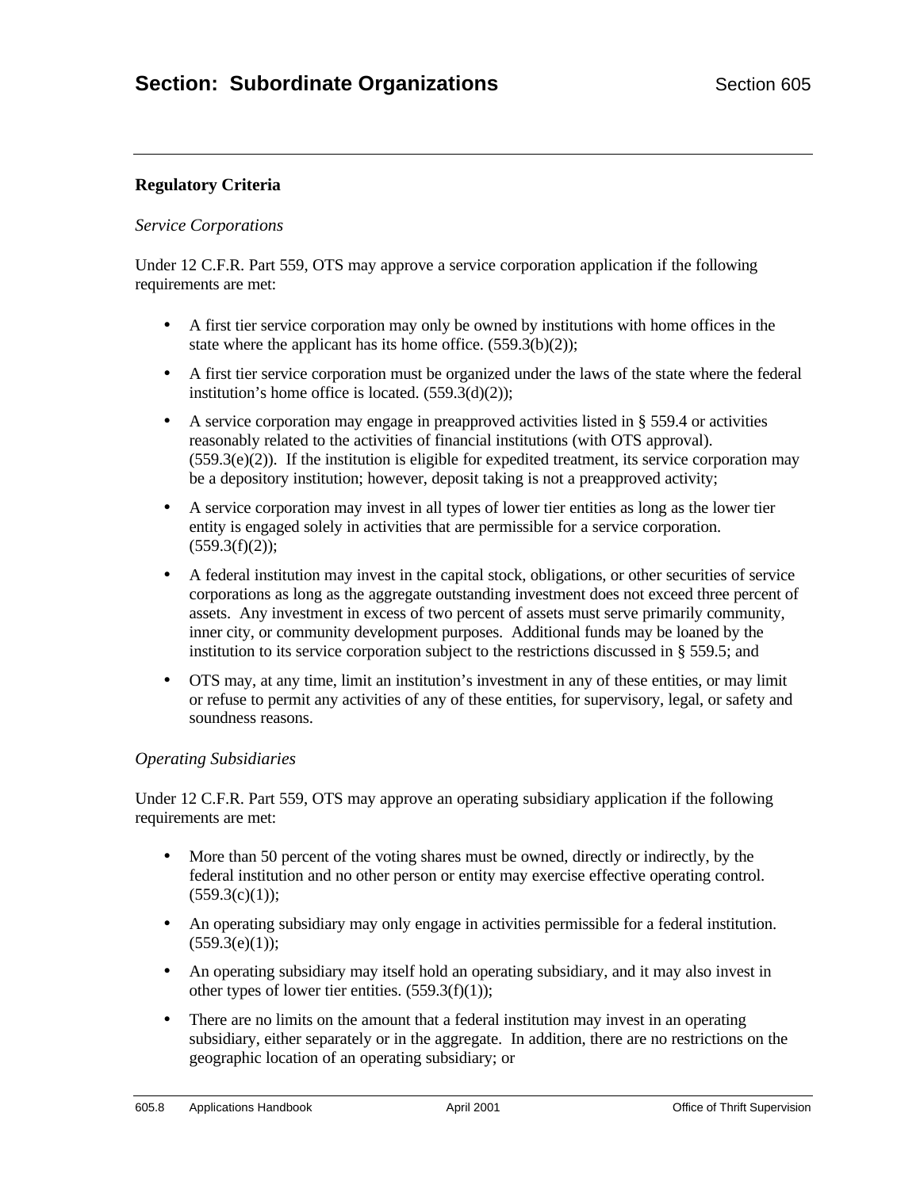## Regulatory Criteria

*Service Corporations*

Under 12 C.F.R. Part 559, OTS may approve a service corporation application if the following requirements are met:

- A first tier service corporation may only be owned by institutions with home offices in the state where the applicant has its home office. (559.3(b)(2));
- A first tier service corporation must be organized under the laws of the state where the federal institution's home office is located. (559.3(d)(2));
- A service corporation may engage in preapproved activities listed in § 559.4 or activities reasonably related to the activities of financial institutions (with OTS approval). (559.3(e)(2)). If the institution is eligible for expedited treatment, its service corporation may be a depository institution; however, deposit taking is not a preapproved activity;
- A service corporation may invest in all types of lower tier entities as long as the lower tier entity is engaged solely in activities that are permissible for a service corporation. (559.3(f)(2));
- A federal institution may invest in the capital stock, obligations, or other securities of service corporations as long as the aggregate outstanding investment does not exceed three percent of assets. Any investment in excess of two percent of assets must serve primarily community, inner city, or community development purposes. Additional funds may be loaned by the institution to its service corporation subject to the restrictions discussed in § 559.5; and
- OTS may, at any time, limit an institution's investment in any of these entities, or may limit or refuse to permit any activities of any of these entities, for supervisory, legal, or safety and soundness reasons.

*Operating Subsidiaries*

Under 12 C.F.R. Part 559, OTS may approve an operating subsidiary application if the following requirements are met:

- More than 50 percent of the voting shares must be owned, directly or indirectly, by the federal institution and no other person or entity may exercise effective operating control. (559.3(c)(1));
- An operating subsidiary may only engage in activities permissible for a federal institution. (559.3(e)(1));
- An operating subsidiary may itself hold an operating subsidiary, and it may also invest in other types of lower tier entities. (559.3(f)(1));
- There are no limits on the amount that a federal institution may invest in an operating subsidiary, either separately or in the aggregate. In addition, there are no restrictions on the geographic location of an operating subsidiary; or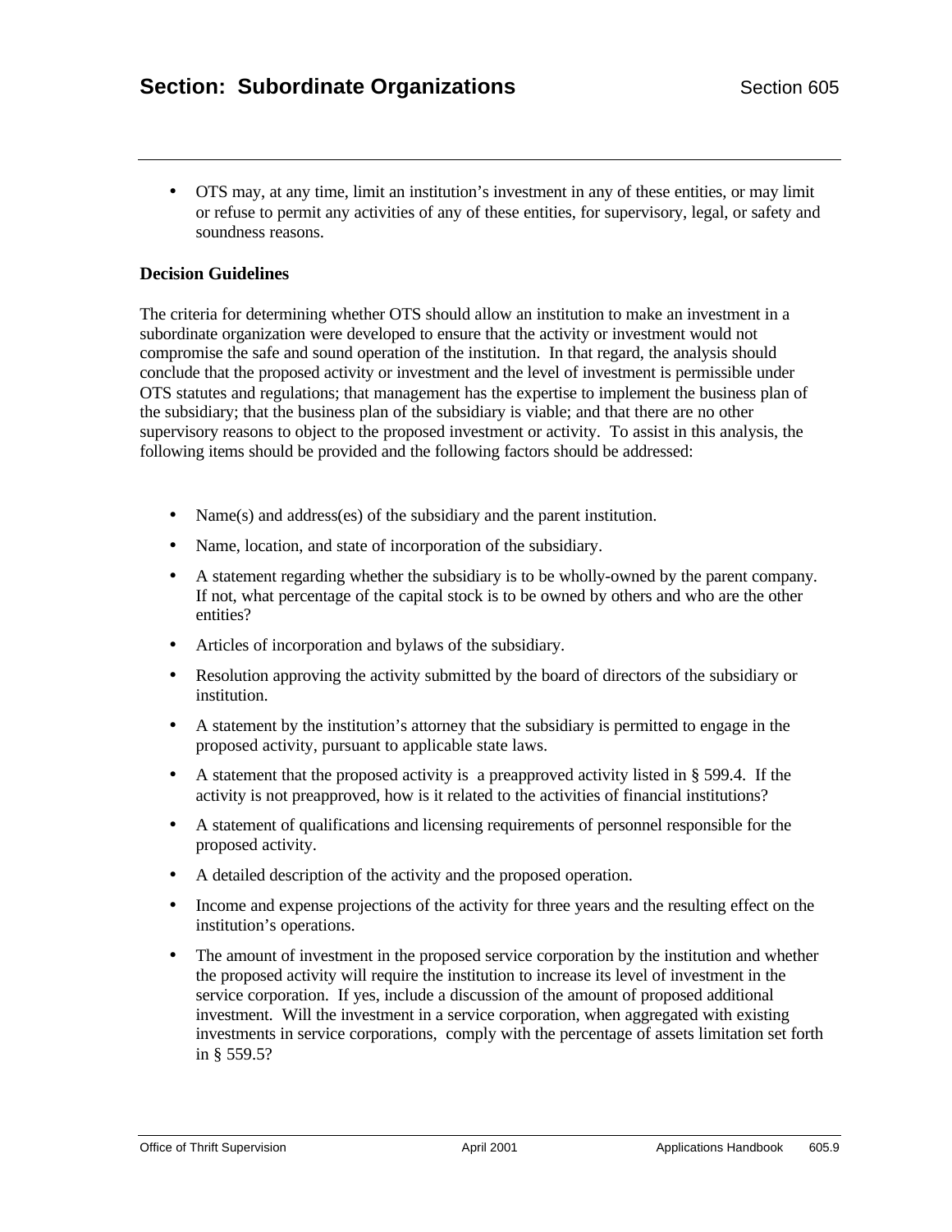- OTS may, at any time, limit an institution's investment in any of these entities, or may limit or refuse to permit any activities of any of these entities, for supervisory, legal, or safety and soundness reasons.

**Decision Guidelines**

The criteria for determining whether OTS should allow an institution to make an investment in a subordinate organization were developed to ensure that the activity or investment would not compromise the safe and sound operation of the institution. In that regard, the analysis should conclude that the proposed activity or investment and the level of investment is permissible under OTS statutes and regulations; that management has the expertise to implement the business plan of the subsidiary; that the business plan of the subsidiary is viable; and that there are no other supervisory reasons to object to the proposed investment or activity. To assist in this analysis, the following items should be provided and the following factors should be addressed:

- Name(s) and address(es) of the subsidiary and the parent institution.
- Name, location, and state of incorporation of the subsidiary.
- A statement regarding whether the subsidiary is to be wholly-owned by the parent company. If not, what percentage of the capital stock is to be owned by others and who are the other entities?
- Articles of incorporation and bylaws of the subsidiary.
- Resolution approving the activity submitted by the board of directors of the subsidiary or institution.
- A statement by the institution's attorney that the subsidiary is permitted to engage in the proposed activity, pursuant to applicable state laws.
- A statement that the proposed activity is a preapproved activity listed in § 599.4. If the activity is not preapproved, how is it related to the activities of financial institutions?
- A statement of qualifications and licensing requirements of personnel responsible for the proposed activity.
- A detailed description of the activity and the proposed operation.
- Income and expense projections of the activity for three years and the resulting effect on the institution's operations.
- The amount of investment in the proposed service corporation by the institution and whether the proposed activity will require the institution to increase its level of investment in the service corporation. If yes, include a discussion of the amount of proposed additional investment. Will the investment in a service corporation, when aggregated with existing investments in service corporations, comply with the percentage of assets limitation set forth in § 559.5?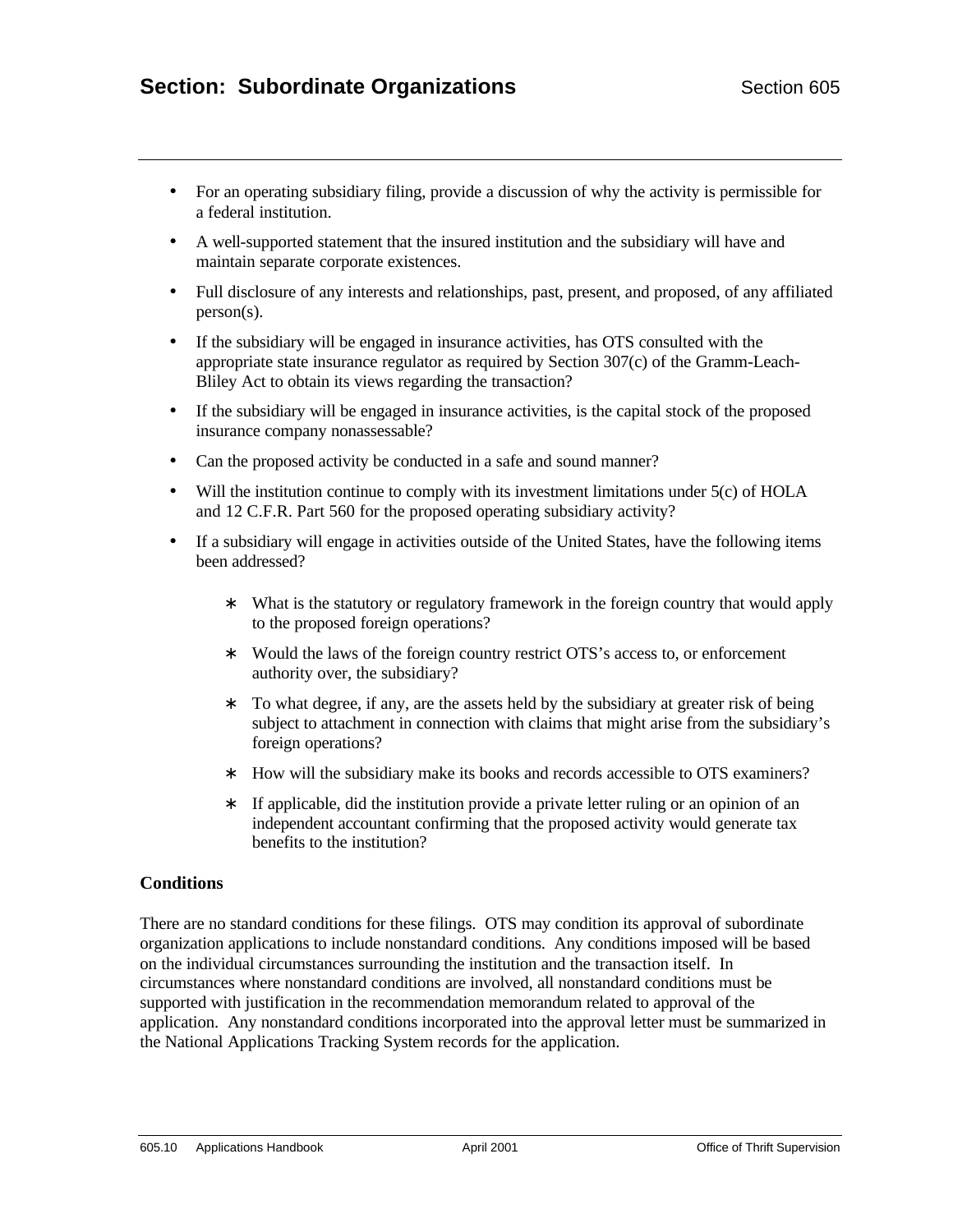- For an operating subsidiary filing, provide a discussion of why the activity is permissible for a federal institution.
- A well-supported statement that the insured institution and the subsidiary will have and maintain separate corporate existences.
- Full disclosure of any interests and relationships, past, present, and proposed, of any affiliated person(s).
- If the subsidiary will be engaged in insurance activities, has OTS consulted with the appropriate state insurance regulator as required by Section 307(c) of the Gramm-Leach-Bliley Act to obtain its views regarding the transaction?
- If the subsidiary will be engaged in insurance activities, is the capital stock of the proposed insurance company nonassessable?
- Can the proposed activity be conducted in a safe and sound manner?
- Will the institution continue to comply with its investment limitations under 5(c) of HOLA and 12 C.F.R. Part 560 for the proposed operating subsidiary activity?
- If a subsidiary will engage in activities outside of the United States, have the following items been addressed?
  - What is the statutory or regulatory framework in the foreign country that would apply to the proposed foreign operations?
  - Would the laws of the foreign country restrict OTS's access to, or enforcement authority over, the subsidiary?
  - To what degree, if any, are the assets held by the subsidiary at greater risk of being subject to attachment in connection with claims that might arise from the subsidiary's foreign operations?
  - How will the subsidiary make its books and records accessible to OTS examiners?
  - If applicable, did the institution provide a private letter ruling or an opinion of an independent accountant confirming that the proposed activity would generate tax benefits to the institution?

**Conditions**

There are no standard conditions for these filings. OTS may condition its approval of subordinate organization applications to include nonstandard conditions. Any conditions imposed will be based on the individual circumstances surrounding the institution and the transaction itself. In circumstances where nonstandard conditions are involved, all nonstandard conditions must be supported with justification in the recommendation memorandum related to approval of the application. Any nonstandard conditions incorporated into the approval letter must be summarized in the National Applications Tracking System records for the application.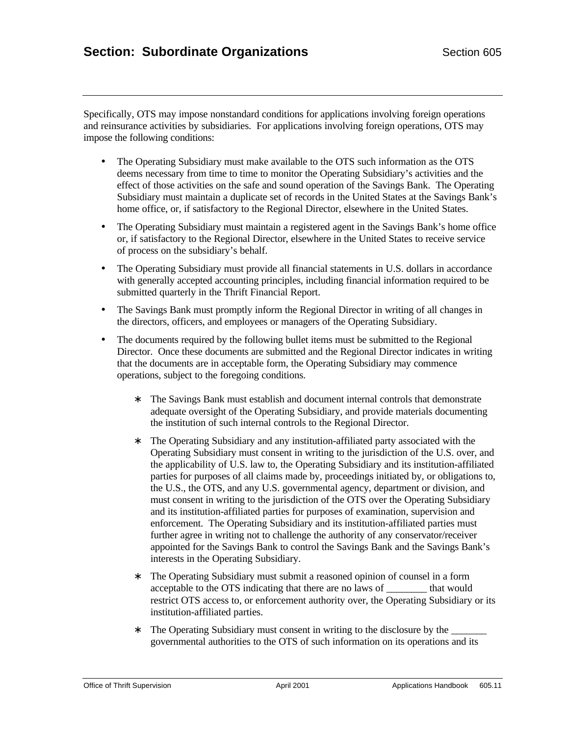Specifically, OTS may impose nonstandard conditions for applications involving foreign operations and reinsurance activities by subsidiaries. For applications involving foreign operations, OTS may impose the following conditions:

- The Operating Subsidiary must make available to the OTS such information as the OTS deems necessary from time to time to monitor the Operating Subsidiary's activities and the effect of those activities on the safe and sound operation of the Savings Bank. The Operating Subsidiary must maintain a duplicate set of records in the United States at the Savings Bank's home office, or, if satisfactory to the Regional Director, elsewhere in the United States.
- The Operating Subsidiary must maintain a registered agent in the Savings Bank's home office or, if satisfactory to the Regional Director, elsewhere in the United States to receive service of process on the subsidiary's behalf.
- The Operating Subsidiary must provide all financial statements in U.S. dollars in accordance with generally accepted accounting principles, including financial information required to be submitted quarterly in the Thrift Financial Report.
- The Savings Bank must promptly inform the Regional Director in writing of all changes in the directors, officers, and employees or managers of the Operating Subsidiary.
- The documents required by the following bullet items must be submitted to the Regional Director. Once these documents are submitted and the Regional Director indicates in writing that the documents are in acceptable form, the Operating Subsidiary may commence operations, subject to the foregoing conditions.
  - The Savings Bank must establish and document internal controls that demonstrate adequate oversight of the Operating Subsidiary, and provide materials documenting the institution of such internal controls to the Regional Director.
  - The Operating Subsidiary and any institution-affiliated party associated with the Operating Subsidiary must consent in writing to the jurisdiction of the U.S. over, and the applicability of U.S. law to, the Operating Subsidiary and its institution-affiliated parties for purposes of all claims made by, proceedings initiated by, or obligations to, the U.S., the OTS, and any U.S. governmental agency, department or division, and must consent in writing to the jurisdiction of the OTS over the Operating Subsidiary and its institution-affiliated parties for purposes of examination, supervision and enforcement. The Operating Subsidiary and its institution-affiliated parties must further agree in writing not to challenge the authority of any conservator/receiver appointed for the Savings Bank to control the Savings Bank and the Savings Bank's interests in the Operating Subsidiary.
  - The Operating Subsidiary must submit a reasoned opinion of counsel in a form acceptable to the OTS indicating that there are no laws of ________ that would restrict OTS access to, or enforcement authority over, the Operating Subsidiary or its institution-affiliated parties.
  - The Operating Subsidiary must consent in writing to the disclosure by the _______ governmental authorities to the OTS of such information on its operations and its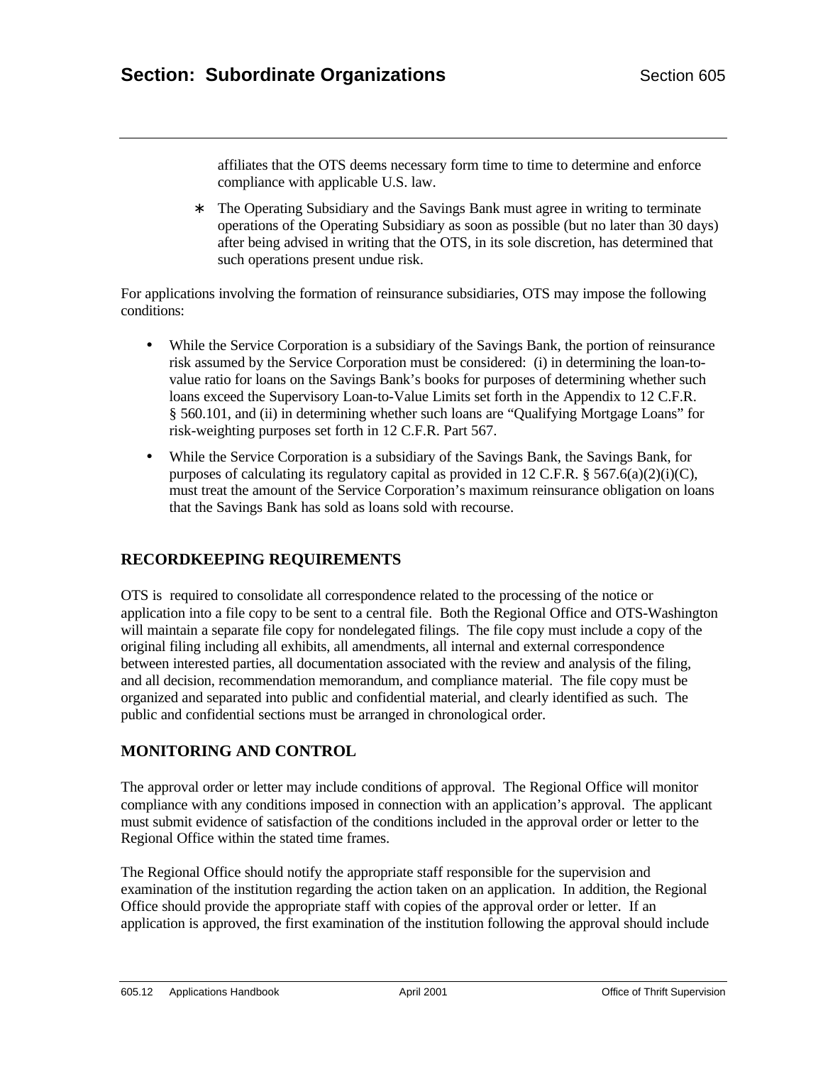affiliates that the OTS deems necessary form time to time to determine and enforce compliance with applicable U.S. law.

* The Operating Subsidiary and the Savings Bank must agree in writing to terminate operations of the Operating Subsidiary as soon as possible (but no later than 30 days) after being advised in writing that the OTS, in its sole discretion, has determined that such operations present undue risk.

For applications involving the formation of reinsurance subsidiaries, OTS may impose the following conditions:

- While the Service Corporation is a subsidiary of the Savings Bank, the portion of reinsurance risk assumed by the Service Corporation must be considered: (i) in determining the loan-to-value ratio for loans on the Savings Bank's books for purposes of determining whether such loans exceed the Supervisory Loan-to-Value Limits set forth in the Appendix to 12 C.F.R. § 560.101, and (ii) in determining whether such loans are "Qualifying Mortgage Loans" for risk-weighting purposes set forth in 12 C.F.R. Part 567.
- While the Service Corporation is a subsidiary of the Savings Bank, the Savings Bank, for purposes of calculating its regulatory capital as provided in 12 C.F.R. § 567.6(a)(2)(i)(C), must treat the amount of the Service Corporation's maximum reinsurance obligation on loans that the Savings Bank has sold as loans sold with recourse.

## RECORDKEEPING REQUIREMENTS

OTS is required to consolidate all correspondence related to the processing of the notice or application into a file copy to be sent to a central file. Both the Regional Office and OTS-Washington will maintain a separate file copy for nondelegated filings. The file copy must include a copy of the original filing including all exhibits, all amendments, all internal and external correspondence between interested parties, all documentation associated with the review and analysis of the filing, and all decision, recommendation memorandum, and compliance material. The file copy must be organized and separated into public and confidential material, and clearly identified as such. The public and confidential sections must be arranged in chronological order.

## MONITORING AND CONTROL

The approval order or letter may include conditions of approval. The Regional Office will monitor compliance with any conditions imposed in connection with an application's approval. The applicant must submit evidence of satisfaction of the conditions included in the approval order or letter to the Regional Office within the stated time frames.

The Regional Office should notify the appropriate staff responsible for the supervision and examination of the institution regarding the action taken on an application. In addition, the Regional Office should provide the appropriate staff with copies of the approval order or letter. If an application is approved, the first examination of the institution following the approval should include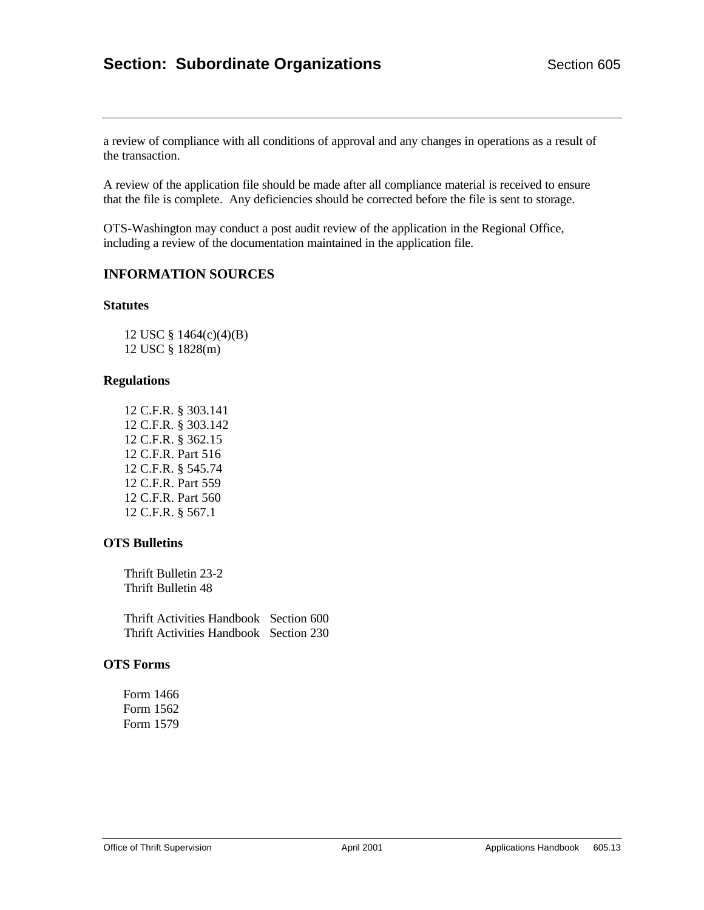a review of compliance with all conditions of approval and any changes in operations as a result of the transaction.

A review of the application file should be made after all compliance material is received to ensure that the file is complete. Any deficiencies should be corrected before the file is sent to storage.

OTS-Washington may conduct a post audit review of the application in the Regional Office, including a review of the documentation maintained in the application file.

## INFORMATION SOURCES

### Statutes

12 USC § 1464(c)(4)(B)
12 USC § 1828(m)

### Regulations

12 C.F.R. § 303.141
12 C.F.R. § 303.142
12 C.F.R. § 362.15
12 C.F.R. Part 516
12 C.F.R. § 545.74
12 C.F.R. Part 559
12 C.F.R. Part 560
12 C.F.R. § 567.1

### OTS Bulletins

Thrift Bulletin 23-2
Thrift Bulletin 48

Thrift Activities Handbook Section 600
Thrift Activities Handbook Section 230

### OTS Forms

Form 1466
Form 1562
Form 1579